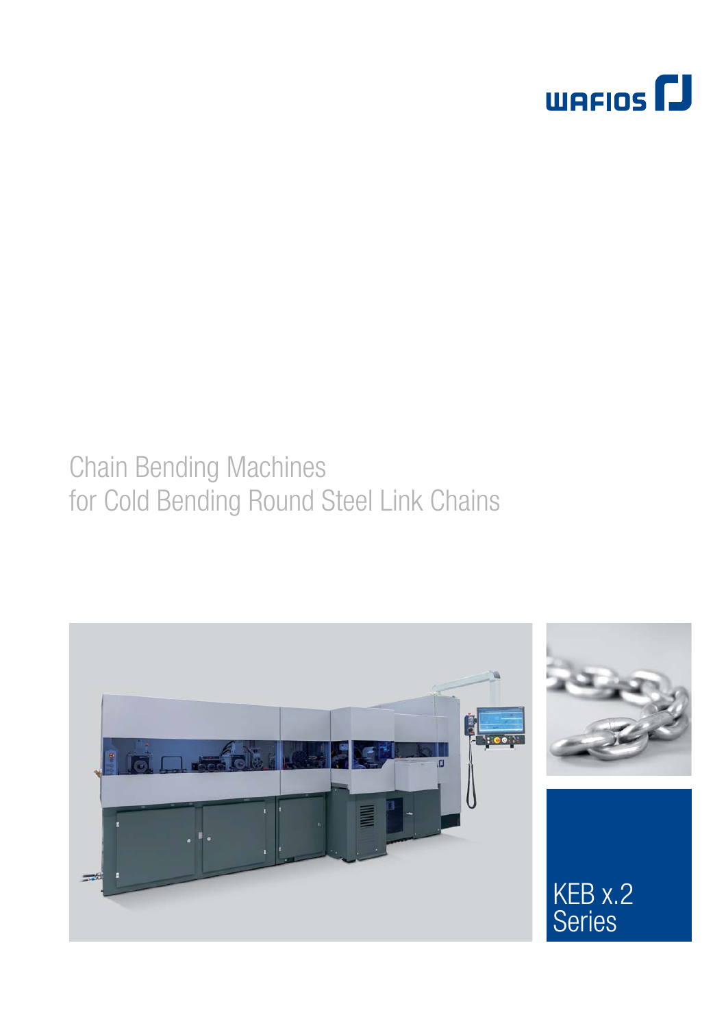WAFIOS

# Chain Bending Machines for Cold Bending Round Steel Link Chains

KEB x.2 Series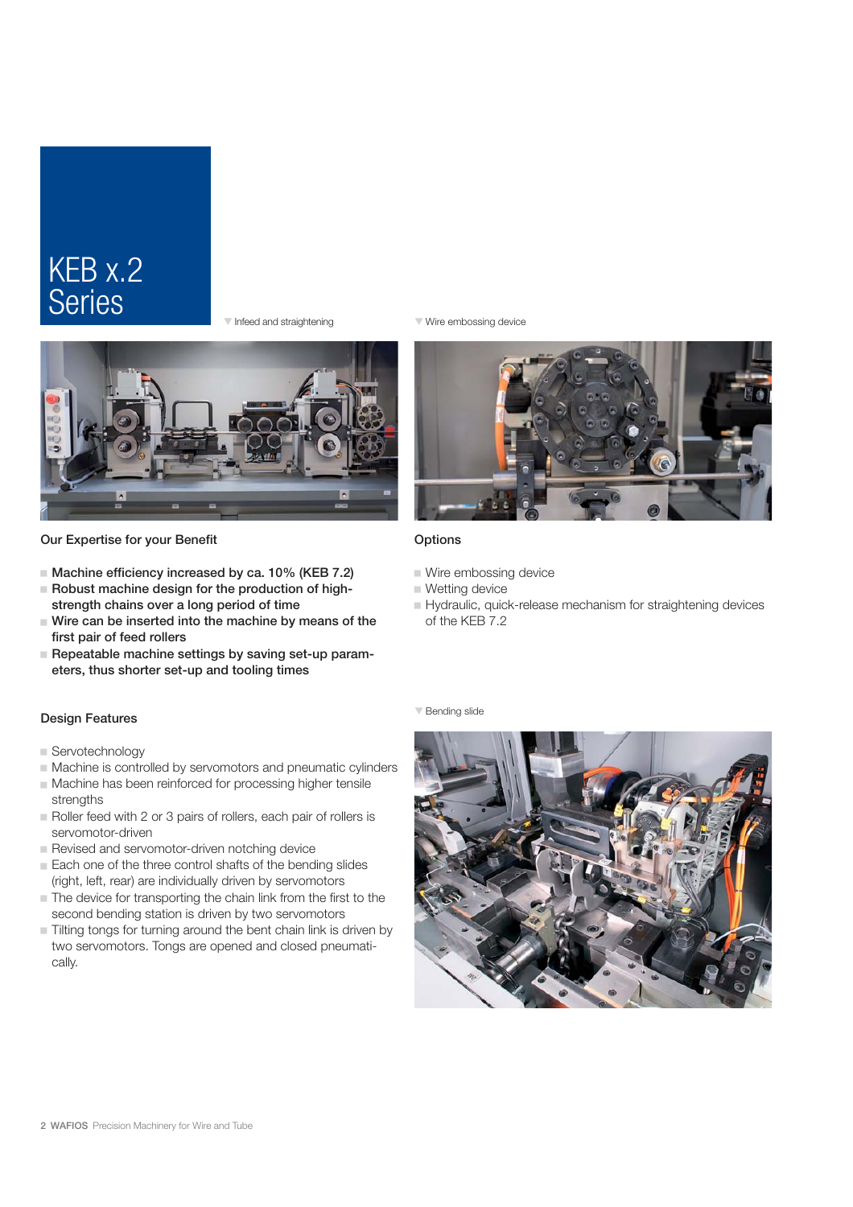# KEB x.2 Series

▼ Infeed and straightening

▼ Wire embossing device

## Our Expertise for your Benefit

- **Machine efficiency increased by ca. 10% (KEB 7.2)**
- **Robust machine design for the production of high-strength chains over a long period of time**
- **Wire can be inserted into the machine by means of the first pair of feed rollers**
- **Repeatable machine settings by saving set-up parameters, thus shorter set-up and tooling times**

## Design Features

- Servotechnology
- Machine is controlled by servomotors and pneumatic cylinders
- Machine has been reinforced for processing higher tensile strengths
- Roller feed with 2 or 3 pairs of rollers, each pair of rollers is servomotor-driven
- Revised and servomotor-driven notching device
- Each one of the three control shafts of the bending slides (right, left, rear) are individually driven by servomotors
- The device for transporting the chain link from the first to the second bending station is driven by two servomotors
- Tilting tongs for turning around the bent chain link is driven by two servomotors. Tongs are opened and closed pneumatically.

## Options

- Wire embossing device
- Wetting device
- Hydraulic, quick-release mechanism for straightening devices of the KEB 7.2

▼ Bending slide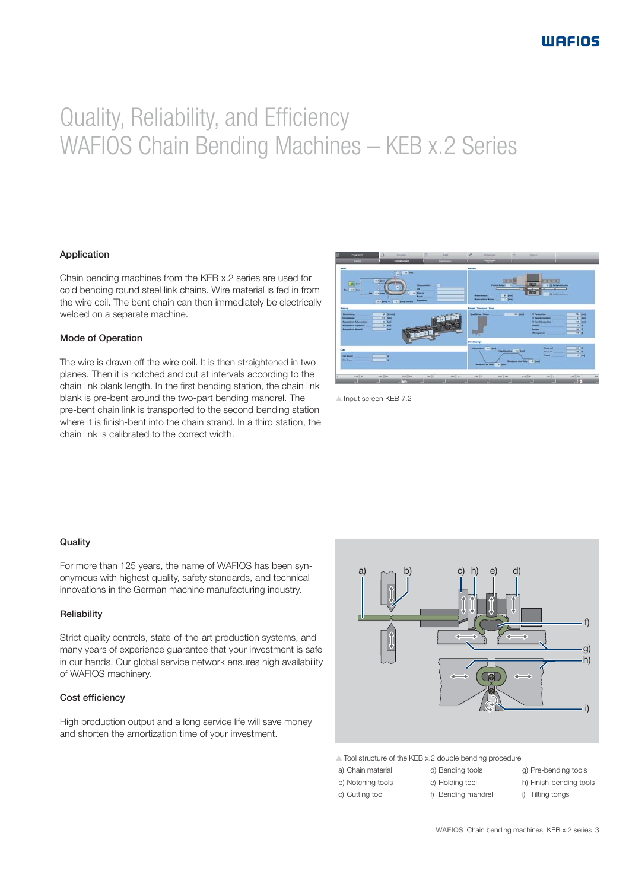# Quality, Reliability, and Efficiency
# WAFIOS Chain Bending Machines – KEB x.2 Series

### Application

Chain bending machines from the KEB x.2 series are used for cold bending round steel link chains. Wire material is fed in from the wire coil. The bent chain can then immediately be electrically welded on a separate machine.

### Mode of Operation

The wire is drawn off the wire coil. It is then straightened in two planes. Then it is notched and cut at intervals according to the chain link blank length. In the first bending station, the chain link blank is pre-bent around the two-part bending mandrel. The pre-bent chain link is transported to the second bending station where it is finish-bent into the chain strand. In a third station, the chain link is calibrated to the correct width.

▲ Input screen KEB 7.2

### Quality

For more than 125 years, the name of WAFIOS has been synonymous with highest quality, safety standards, and technical innovations in the German machine manufacturing industry.

### Reliability

Strict quality controls, state-of-the-art production systems, and many years of experience guarantee that your investment is safe in our hands. Our global service network ensures high availability of WAFIOS machinery.

### Cost efficiency

High production output and a long service life will save money and shorten the amortization time of your investment.

▲ Tool structure of the KEB x.2 double bending procedure

a) Chain material
b) Notching tools
c) Cutting tool
d) Bending tools
e) Holding tool
f) Bending mandrel
g) Pre-bending tools
h) Finish-bending tools
i) Tilting tongs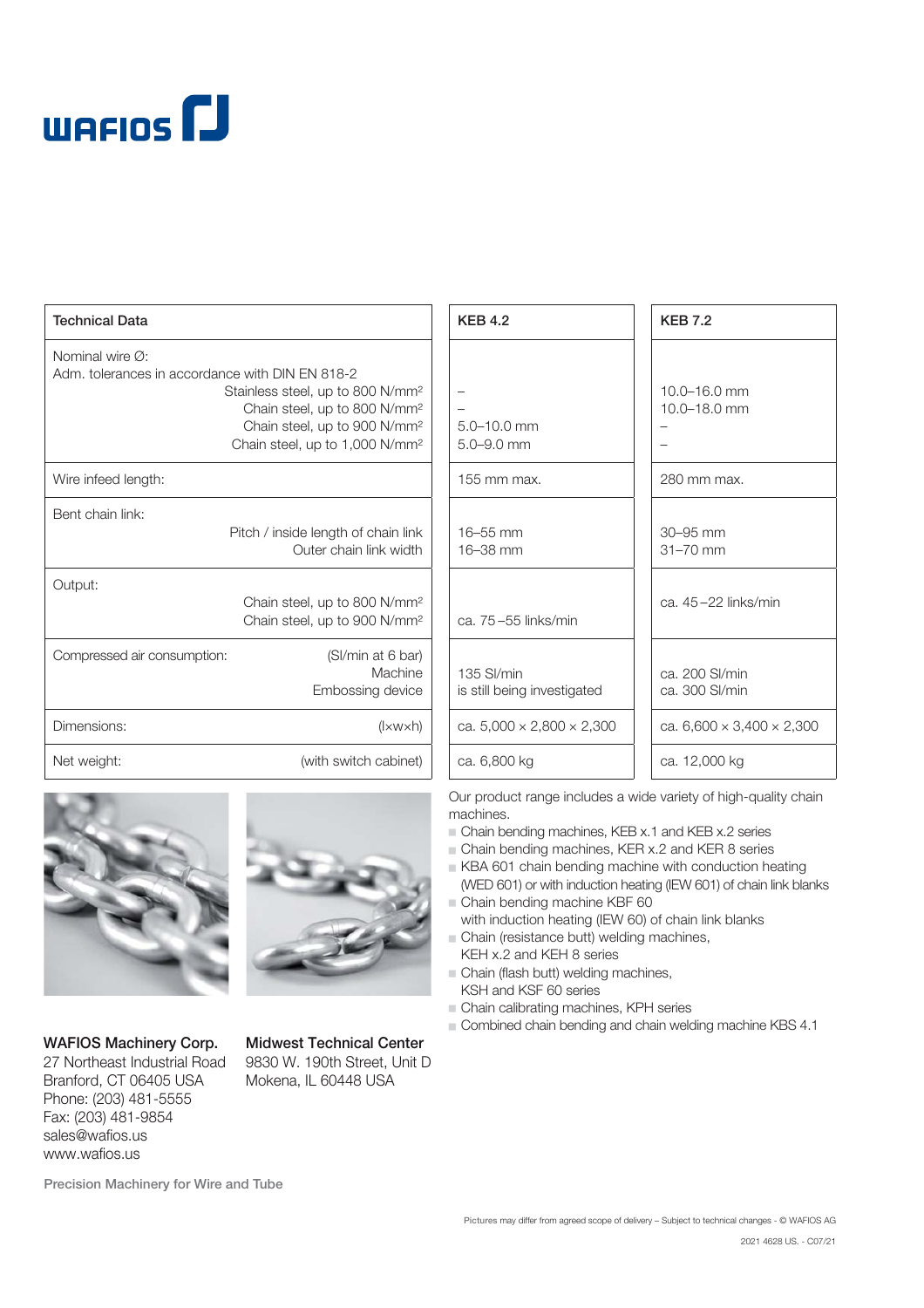| Technical Data | KEB 4.2 | KEB 7.2 |
|---|---|---|
| Nominal wire Ø:<br>Adm. tolerances in accordance with DIN EN 818-2<br>Stainless steel, up to 800 N/mm²<br>Chain steel, up to 800 N/mm²<br>Chain steel, up to 900 N/mm²<br>Chain steel, up to 1,000 N/mm² | <br><br>–<br>–<br>5.0–10.0 mm<br>5.0–9.0 mm | <br><br>10.0–16.0 mm<br>10.0–18.0 mm<br>–<br>– |
| Wire infeed length: | 155 mm max. | 280 mm max. |
| Bent chain link:<br>Pitch / inside length of chain link<br>Outer chain link width | <br>16–55 mm<br>16–38 mm | <br>30–95 mm<br>31–70 mm |
| Output:<br>Chain steel, up to 800 N/mm²<br>Chain steel, up to 900 N/mm² | <br><br>ca. 75 – 55 links/min | <br>ca. 45 – 22 links/min<br> |
| Compressed air consumption: (Sl/min at 6 bar)<br>Machine<br>Embossing device | <br>135 Sl/min<br>is still being investigated | <br>ca. 200 Sl/min<br>ca. 300 Sl/min |
| Dimensions: (l×w×h) | ca. 5,000 × 2,800 × 2,300 | ca. 6,600 × 3,400 × 2,300 |
| Net weight: (with switch cabinet) | ca. 6,800 kg | ca. 12,000 kg |

Our product range includes a wide variety of high-quality chain machines.

- Chain bending machines, KEB x.1 and KEB x.2 series
- Chain bending machines, KER x.2 and KER 8 series
- KBA 601 chain bending machine with conduction heating (WED 601) or with induction heating (IEW 601) of chain link blanks
- Chain bending machine KBF 60 with induction heating (IEW 60) of chain link blanks
- Chain (resistance butt) welding machines, KEH x.2 and KEH 8 series
- Chain (flash butt) welding machines, KSH and KSF 60 series
- Chain calibrating machines, KPH series
- Combined chain bending and chain welding machine KBS 4.1

**WAFIOS Machinery Corp.**
27 Northeast Industrial Road
Branford, CT 06405 USA
Phone: (203) 481-5555
Fax: (203) 481-9854
sales@wafios.us
www.wafios.us

**Midwest Technical Center**
9830 W. 190th Street, Unit D
Mokena, IL 60448 USA

**Precision Machinery for Wire and Tube**

Pictures may differ from agreed scope of delivery – Subject to technical changes - © WAFIOS AG

2021 4628 US. - C07/21